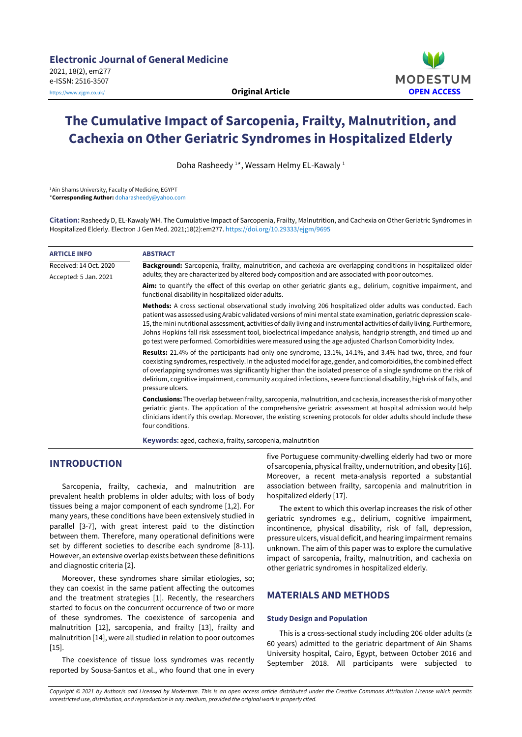**Electronic Journal of General Medicine**
2021, 18(2), em277
e-ISSN: 2516-3507
https://www.ejgm.co.uk/

**Original Article**

MODESTUM
**OPEN ACCESS**

# The Cumulative Impact of Sarcopenia, Frailty, Malnutrition, and Cachexia on Other Geriatric Syndromes in Hospitalized Elderly

Doha Rasheedy [1]*, Wessam Helmy EL-Kawaly [1]

[1] Ain Shams University, Faculty of Medicine, EGYPT
***Corresponding Author:** doharasheedy@yahoo.com

**Citation:** Rasheedy D, EL-Kawaly WH. The Cumulative Impact of Sarcopenia, Frailty, Malnutrition, and Cachexia on Other Geriatric Syndromes in Hospitalized Elderly. Electron J Gen Med. 2021;18(2):em277. https://doi.org/10.29333/ejgm/9695

**ARTICLE INFO**

Received: 14 Oct. 2020
Accepted: 5 Jan. 2021

**ABSTRACT**

**Background:** Sarcopenia, frailty, malnutrition, and cachexia are overlapping conditions in hospitalized older adults; they are characterized by altered body composition and are associated with poor outcomes.

**Aim:** to quantify the effect of this overlap on other geriatric giants e.g., delirium, cognitive impairment, and functional disability in hospitalized older adults.

**Methods:** A cross sectional observational study involving 206 hospitalized older adults was conducted. Each patient was assessed using Arabic validated versions of mini mental state examination, geriatric depression scale-15, the mini nutritional assessment, activities of daily living and instrumental activities of daily living. Furthermore, Johns Hopkins fall risk assessment tool, bioelectrical impedance analysis, handgrip strength, and timed up and go test were performed. Comorbidities were measured using the age adjusted Charlson Comorbidity Index.

**Results:** 21.4% of the participants had only one syndrome, 13.1%, 14.1%, and 3.4% had two, three, and four coexisting syndromes, respectively. In the adjusted model for age, gender, and comorbidities, the combined effect of overlapping syndromes was significantly higher than the isolated presence of a single syndrome on the risk of delirium, cognitive impairment, community acquired infections, severe functional disability, high risk of falls, and pressure ulcers.

**Conclusions:** The overlap between frailty, sarcopenia, malnutrition, and cachexia, increases the risk of many other geriatric giants. The application of the comprehensive geriatric assessment at hospital admission would help clinicians identify this overlap. Moreover, the existing screening protocols for older adults should include these four conditions.

**Keywords:** aged, cachexia, frailty, sarcopenia, malnutrition

## INTRODUCTION

Sarcopenia, frailty, cachexia, and malnutrition are prevalent health problems in older adults; with loss of body tissues being a major component of each syndrome [1,2]. For many years, these conditions have been extensively studied in parallel [3-7], with great interest paid to the distinction between them. Therefore, many operational definitions were set by different societies to describe each syndrome [8-11]. However, an extensive overlap exists between these definitions and diagnostic criteria [2].

Moreover, these syndromes share similar etiologies, so; they can coexist in the same patient affecting the outcomes and the treatment strategies [1]. Recently, the researchers started to focus on the concurrent occurrence of two or more of these syndromes. The coexistence of sarcopenia and malnutrition [12], sarcopenia, and frailty [13], frailty and malnutrition [14], were all studied in relation to poor outcomes [15].

The coexistence of tissue loss syndromes was recently reported by Sousa-Santos et al., who found that one in every five Portuguese community-dwelling elderly had two or more of sarcopenia, physical frailty, undernutrition, and obesity [16]. Moreover, a recent meta-analysis reported a substantial association between frailty, sarcopenia and malnutrition in hospitalized elderly [17].

The extent to which this overlap increases the risk of other geriatric syndromes e.g., delirium, cognitive impairment, incontinence, physical disability, risk of fall, depression, pressure ulcers, visual deficit, and hearing impairment remains unknown. The aim of this paper was to explore the cumulative impact of sarcopenia, frailty, malnutrition, and cachexia on other geriatric syndromes in hospitalized elderly.

## MATERIALS AND METHODS

### Study Design and Population

This is a cross-sectional study including 206 older adults (≥ 60 years) admitted to the geriatric department of Ain Shams University hospital, Cairo, Egypt, between October 2016 and September 2018. All participants were subjected to

*Copyright © 2021 by Author/s and Licensed by Modestum. This is an open access article distributed under the Creative Commons Attribution License which permits unrestricted use, distribution, and reproduction in any medium, provided the original work is properly cited.*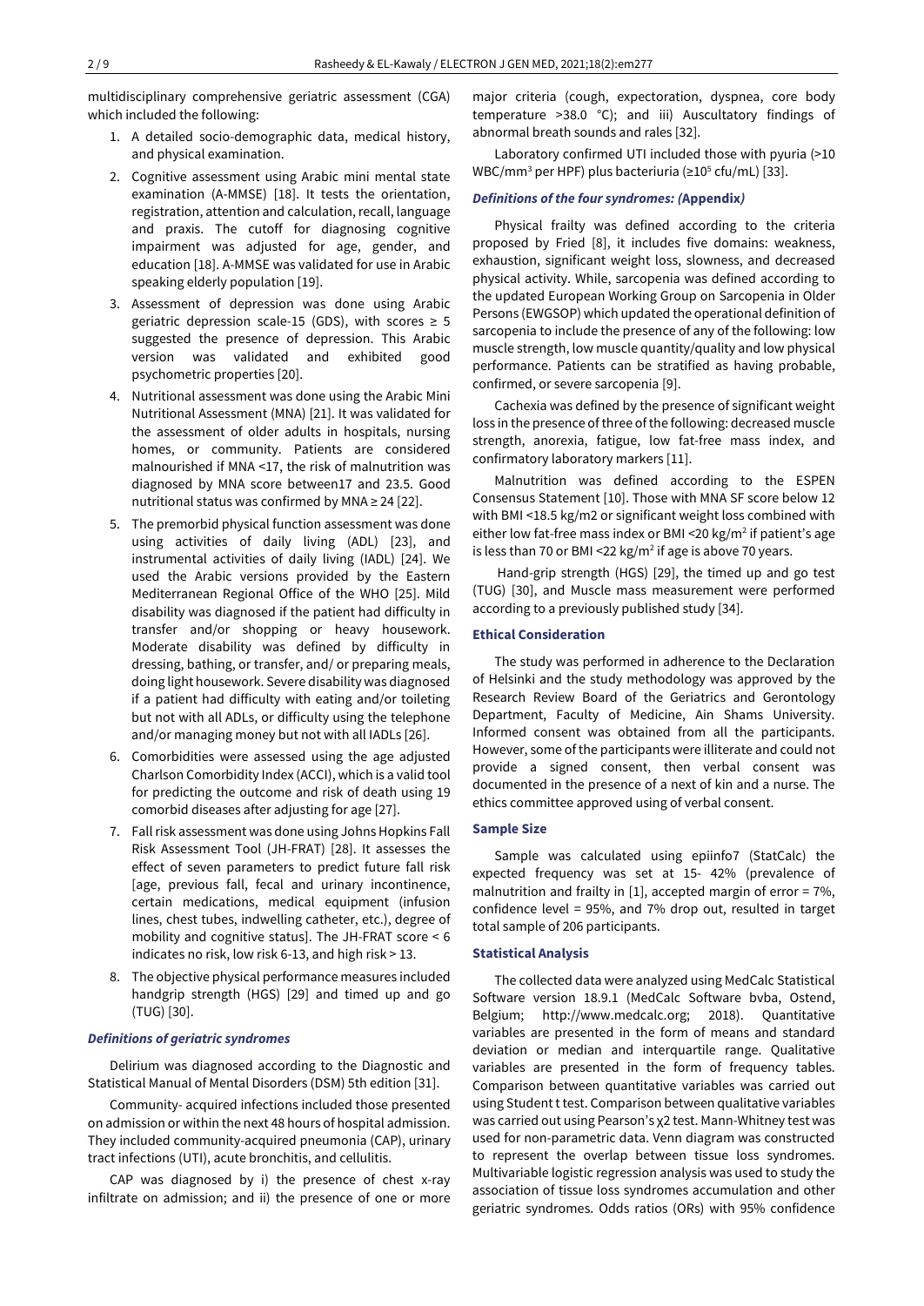multidisciplinary comprehensive geriatric assessment (CGA) which included the following:

1. A detailed socio-demographic data, medical history, and physical examination.
2. Cognitive assessment using Arabic mini mental state examination (A-MMSE) [18]. It tests the orientation, registration, attention and calculation, recall, language and praxis. The cutoff for diagnosing cognitive impairment was adjusted for age, gender, and education [18]. A-MMSE was validated for use in Arabic speaking elderly population [19].
3. Assessment of depression was done using Arabic geriatric depression scale-15 (GDS), with scores ≥ 5 suggested the presence of depression. This Arabic version was validated and exhibited good psychometric properties [20].
4. Nutritional assessment was done using the Arabic Mini Nutritional Assessment (MNA) [21]. It was validated for the assessment of older adults in hospitals, nursing homes, or community. Patients are considered malnourished if MNA <17, the risk of malnutrition was diagnosed by MNA score between17 and 23.5. Good nutritional status was confirmed by MNA ≥ 24 [22].
5. The premorbid physical function assessment was done using activities of daily living (ADL) [23], and instrumental activities of daily living (IADL) [24]. We used the Arabic versions provided by the Eastern Mediterranean Regional Office of the WHO [25]. Mild disability was diagnosed if the patient had difficulty in transfer and/or shopping or heavy housework. Moderate disability was defined by difficulty in dressing, bathing, or transfer, and/ or preparing meals, doing light housework. Severe disability was diagnosed if a patient had difficulty with eating and/or toileting but not with all ADLs, or difficulty using the telephone and/or managing money but not with all IADLs [26].
6. Comorbidities were assessed using the age adjusted Charlson Comorbidity Index (ACCI), which is a valid tool for predicting the outcome and risk of death using 19 comorbid diseases after adjusting for age [27].
7. Fall risk assessment was done using Johns Hopkins Fall Risk Assessment Tool (JH-FRAT) [28]. It assesses the effect of seven parameters to predict future fall risk [age, previous fall, fecal and urinary incontinence, certain medications, medical equipment (infusion lines, chest tubes, indwelling catheter, etc.), degree of mobility and cognitive status]. The JH-FRAT score < 6 indicates no risk, low risk 6-13, and high risk > 13.
8. The objective physical performance measures included handgrip strength (HGS) [29] and timed up and go (TUG) [30].

### *Definitions of geriatric syndromes*

Delirium was diagnosed according to the Diagnostic and Statistical Manual of Mental Disorders (DSM) 5th edition [31].

Community- acquired infections included those presented on admission or within the next 48 hours of hospital admission. They included community-acquired pneumonia (CAP), urinary tract infections (UTI), acute bronchitis, and cellulitis.

CAP was diagnosed by i) the presence of chest x-ray infiltrate on admission; and ii) the presence of one or more major criteria (cough, expectoration, dyspnea, core body temperature >38.0 °C); and iii) Auscultatory findings of abnormal breath sounds and rales [32].

Laboratory confirmed UTI included those with pyuria (>10 WBC/mm$^3$ per HPF) plus bacteriuria (≥10$^5$ cfu/mL) [33].

### *Definitions of the four syndromes: (**Appendix**)*

Physical frailty was defined according to the criteria proposed by Fried [8], it includes five domains: weakness, exhaustion, significant weight loss, slowness, and decreased physical activity. While, sarcopenia was defined according to the updated European Working Group on Sarcopenia in Older Persons (EWGSOP) which updated the operational definition of sarcopenia to include the presence of any of the following: low muscle strength, low muscle quantity/quality and low physical performance. Patients can be stratified as having probable, confirmed, or severe sarcopenia [9].

Cachexia was defined by the presence of significant weight loss in the presence of three of the following: decreased muscle strength, anorexia, fatigue, low fat-free mass index, and confirmatory laboratory markers [11].

Malnutrition was defined according to the ESPEN Consensus Statement [10]. Those with MNA SF score below 12 with BMI <18.5 kg/m2 or significant weight loss combined with either low fat-free mass index or BMI <20 kg/m$^2$ if patient's age is less than 70 or BMI <22 kg/m$^2$ if age is above 70 years.

Hand-grip strength (HGS) [29], the timed up and go test (TUG) [30], and Muscle mass measurement were performed according to a previously published study [34].

### Ethical Consideration

The study was performed in adherence to the Declaration of Helsinki and the study methodology was approved by the Research Review Board of the Geriatrics and Gerontology Department, Faculty of Medicine, Ain Shams University. Informed consent was obtained from all the participants. However, some of the participants were illiterate and could not provide a signed consent, then verbal consent was documented in the presence of a next of kin and a nurse. The ethics committee approved using of verbal consent.

### Sample Size

Sample was calculated using epiinfo7 (StatCalc) the expected frequency was set at 15- 42% (prevalence of malnutrition and frailty in [1], accepted margin of error = 7%, confidence level = 95%, and 7% drop out, resulted in target total sample of 206 participants.

### Statistical Analysis

The collected data were analyzed using MedCalc Statistical Software version 18.9.1 (MedCalc Software bvba, Ostend, Belgium; http://www.medcalc.org; 2018). Quantitative variables are presented in the form of means and standard deviation or median and interquartile range. Qualitative variables are presented in the form of frequency tables. Comparison between quantitative variables was carried out using Student t test. Comparison between qualitative variables was carried out using Pearson's $\chi 2$ test. Mann-Whitney test was used for non-parametric data. Venn diagram was constructed to represent the overlap between tissue loss syndromes. Multivariable logistic regression analysis was used to study the association of tissue loss syndromes accumulation and other geriatric syndromes. Odds ratios (ORs) with 95% confidence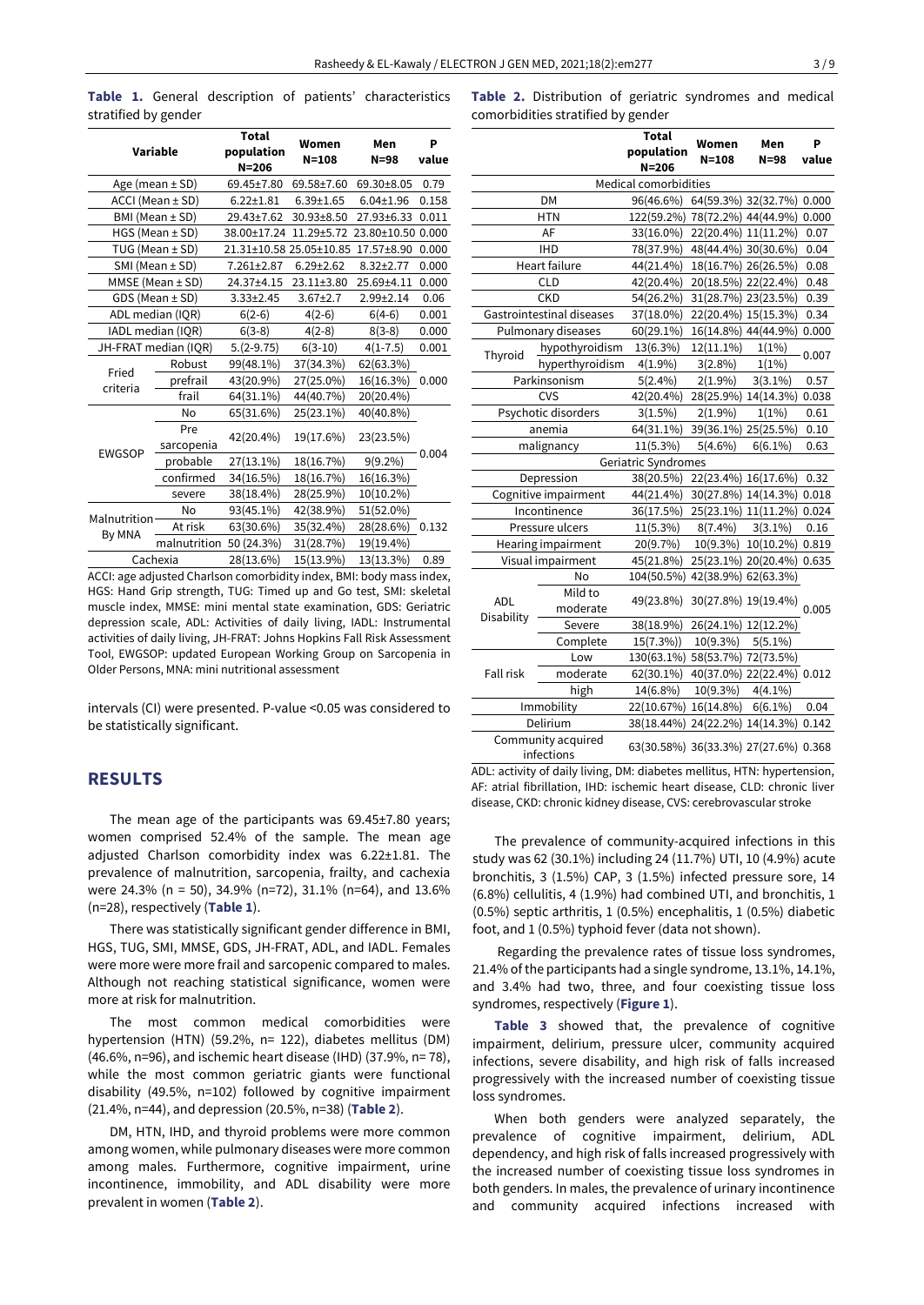**Table 1.** General description of patients' characteristics stratified by gender

| Variable | | Total population N=206 | Women N=108 | Men N=98 | P value |
|---|---|---|---|---|---|
| Age (mean ± SD) | | 69.45±7.80 | 69.58±7.60 | 69.30±8.05 | 0.79 |
| ACCI (Mean ± SD) | | 6.22±1.81 | 6.39±1.65 | 6.04±1.96 | 0.158 |
| BMI (Mean ± SD) | | 29.43±7.62 | 30.93±8.50 | 27.93±6.33 | 0.011 |
| HGS (Mean ± SD) | | 38.00±17.24 | 11.29±5.72 | 23.80±10.50 | 0.000 |
| TUG (Mean ± SD) | | 21.31±10.58 | 25.05±10.85 | 17.57±8.90 | 0.000 |
| SMI (Mean ± SD) | | 7.261±2.87 | 6.29±2.62 | 8.32±2.77 | 0.000 |
| MMSE (Mean ± SD) | | 24.37±4.15 | 23.11±3.80 | 25.69±4.11 | 0.000 |
| GDS (Mean ± SD) | | 3.33±2.45 | 3.67±2.7 | 2.99±2.14 | 0.06 |
| ADL median (IQR) | | 6(2-6) | 4(2-6) | 6(4-6) | 0.001 |
| IADL median (IQR) | | 6(3-8) | 4(2-8) | 8(3-8) | 0.000 |
| JH-FRAT median (IQR) | | 5.(2-9.75) | 6(3-10) | 4(1-7.5) | 0.001 |
| Fried criteria | Robust | 99(48.1%) | 37(34.3%) | 62(63.3%) | 0.000 |
| | prefrail | 43(20.9%) | 27(25.0%) | 16(16.3%) | |
| | frail | 64(31.1%) | 44(40.7%) | 20(20.4%) | |
| EWGSOP | No | 65(31.6%) | 25(23.1%) | 40(40.8%) | 0.004 |
| | Pre sarcopenia | 42(20.4%) | 19(17.6%) | 23(23.5%) | |
| | probable | 27(13.1%) | 18(16.7%) | 9(9.2%) | |
| | confirmed | 34(16.5%) | 18(16.7%) | 16(16.3%) | |
| | severe | 38(18.4%) | 28(25.9%) | 10(10.2%) | |
| Malnutrition By MNA | No | 93(45.1%) | 42(38.9%) | 51(52.0%) | 0.132 |
| | At risk | 63(30.6%) | 35(32.4%) | 28(28.6%) | |
| | malnutrition | 50 (24.3%) | 31(28.7%) | 19(19.4%) | |
| Cachexia | | 28(13.6%) | 15(13.9%) | 13(13.3%) | 0.89 |

ACCI: age adjusted Charlson comorbidity index, BMI: body mass index, HGS: Hand Grip strength, TUG: Timed up and Go test, SMI: skeletal muscle index, MMSE: mini mental state examination, GDS: Geriatric depression scale, ADL: Activities of daily living, IADL: Instrumental activities of daily living, JH-FRAT: Johns Hopkins Fall Risk Assessment Tool, EWGSOP: updated European Working Group on Sarcopenia in Older Persons, MNA: mini nutritional assessment

intervals (CI) were presented. P-value <0.05 was considered to be statistically significant.

## RESULTS

The mean age of the participants was 69.45±7.80 years; women comprised 52.4% of the sample. The mean age adjusted Charlson comorbidity index was 6.22±1.81. The prevalence of malnutrition, sarcopenia, frailty, and cachexia were 24.3% (n = 50), 34.9% (n=72), 31.1% (n=64), and 13.6% (n=28), respectively (**Table 1**).

There was statistically significant gender difference in BMI, HGS, TUG, SMI, MMSE, GDS, JH-FRAT, ADL, and IADL. Females were more were more frail and sarcopenic compared to males. Although not reaching statistical significance, women were more at risk for malnutrition.

The most common medical comorbidities were hypertension (HTN) (59.2%, n= 122), diabetes mellitus (DM) (46.6%, n=96), and ischemic heart disease (IHD) (37.9%, n= 78), while the most common geriatric giants were functional disability (49.5%, n=102) followed by cognitive impairment (21.4%, n=44), and depression (20.5%, n=38) (**Table 2**).

DM, HTN, IHD, and thyroid problems were more common among women, while pulmonary diseases were more common among males. Furthermore, cognitive impairment, urine incontinence, immobility, and ADL disability were more prevalent in women (**Table 2**).

**Table 2.** Distribution of geriatric syndromes and medical comorbidities stratified by gender

| | | Total population N=206 | Women N=108 | Men N=98 | P value |
|---|---|---|---|---|---|
| Medical comorbidities | | | | | |
| DM | | 96(46.6%) | 64(59.3%) | 32(32.7%) | 0.000 |
| HTN | | 122(59.2%) | 78(72.2%) | 44(44.9%) | 0.000 |
| AF | | 33(16.0%) | 22(20.4%) | 11(11.2%) | 0.07 |
| IHD | | 78(37.9%) | 48(44.4%) | 30(30.6%) | 0.04 |
| Heart failure | | 44(21.4%) | 18(16.7%) | 26(26.5%) | 0.08 |
| CLD | | 42(20.4%) | 20(18.5%) | 22(22.4%) | 0.48 |
| CKD | | 54(26.2%) | 31(28.7%) | 23(23.5%) | 0.39 |
| Gastrointestinal diseases | | 37(18.0%) | 22(20.4%) | 15(15.3%) | 0.34 |
| Pulmonary diseases | | 60(29.1%) | 16(14.8%) | 44(44.9%) | 0.000 |
| Thyroid | hypothyroidism | 13(6.3%) | 12(11.1%) | 1(1%) | 0.007 |
| | hyperthyroidism | 4(1.9%) | 3(2.8%) | 1(1%) | |
| Parkinsonism | | 5(2.4%) | 2(1.9%) | 3(3.1%) | 0.57 |
| CVS | | 42(20.4%) | 28(25.9%) | 14(14.3%) | 0.038 |
| Psychotic disorders | | 3(1.5%) | 2(1.9%) | 1(1%) | 0.61 |
| anemia | | 64(31.1%) | 39(36.1%) | 25(25.5%) | 0.10 |
| malignancy | | 11(5.3%) | 5(4.6%) | 6(6.1%) | 0.63 |
| Geriatric Syndromes | | | | | |
| Depression | | 38(20.5%) | 22(23.4%) | 16(17.6%) | 0.32 |
| Cognitive impairment | | 44(21.4%) | 30(27.8%) | 14(14.3%) | 0.018 |
| Incontinence | | 36(17.5%) | 25(23.1%) | 11(11.2%) | 0.024 |
| Pressure ulcers | | 11(5.3%) | 8(7.4%) | 3(3.1%) | 0.16 |
| Hearing impairment | | 20(9.7%) | 10(9.3%) | 10(10.2%) | 0.819 |
| Visual impairment | | 45(21.8%) | 25(23.1%) | 20(20.4%) | 0.635 |
| ADL Disability | No | 104(50.5%) | 42(38.9%) | 62(63.3%) | 0.005 |
| | Mild to moderate | 49(23.8%) | 30(27.8%) | 19(19.4%) | |
| | Severe | 38(18.9%) | 26(24.1%) | 12(12.2%) | |
| | Complete | 15(7.3%)) | 10(9.3%) | 5(5.1%) | |
| Fall risk | Low | 130(63.1%) | 58(53.7%) | 72(73.5%) | 0.012 |
| | moderate | 62(30.1%) | 40(37.0%) | 22(22.4%) | |
| | high | 14(6.8%) | 10(9.3%) | 4(4.1%) | |
| Immobility | | 22(10.67%) | 16(14.8%) | 6(6.1%) | 0.04 |
| Delirium | | 38(18.44%) | 24(22.2%) | 14(14.3%) | 0.142 |
| Community acquired infections | | 63(30.58%) | 36(33.3%) | 27(27.6%) | 0.368 |

ADL: activity of daily living, DM: diabetes mellitus, HTN: hypertension, AF: atrial fibrillation, IHD: ischemic heart disease, CLD: chronic liver disease, CKD: chronic kidney disease, CVS: cerebrovascular stroke

The prevalence of community-acquired infections in this study was 62 (30.1%) including 24 (11.7%) UTI, 10 (4.9%) acute bronchitis, 3 (1.5%) CAP, 3 (1.5%) infected pressure sore, 14 (6.8%) cellulitis, 4 (1.9%) had combined UTI, and bronchitis, 1 (0.5%) septic arthritis, 1 (0.5%) encephalitis, 1 (0.5%) diabetic foot, and 1 (0.5%) typhoid fever (data not shown).

Regarding the prevalence rates of tissue loss syndromes, 21.4% of the participants had a single syndrome, 13.1%, 14.1%, and 3.4% had two, three, and four coexisting tissue loss syndromes, respectively (**Figure 1**).

**Table 3** showed that, the prevalence of cognitive impairment, delirium, pressure ulcer, community acquired infections, severe disability, and high risk of falls increased progressively with the increased number of coexisting tissue loss syndromes.

When both genders were analyzed separately, the prevalence of cognitive impairment, delirium, ADL dependency, and high risk of falls increased progressively with the increased number of coexisting tissue loss syndromes in both genders. In males, the prevalence of urinary incontinence and community acquired infections increased with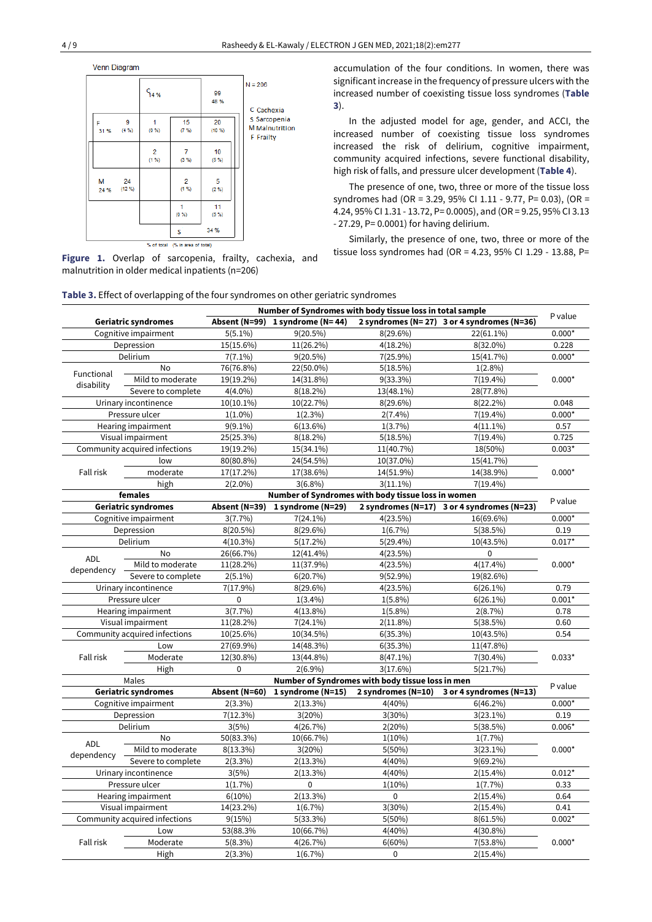Venn Diagram

N = 206

C Cachexia
S Sarcopenia
M Malnutrition
F Frailty

C 14 %; 99 (48 %); F 31 %; 9 (4 %); 1 (0 %); 15 (7 %); 20 (10 %); 2 (1 %); 7 (3 %); 10 (5 %); M 24 %; 24 (12 %); 2 (1 %); 5 (2 %); 1 (0 %); 11 (5 %); S 34 %

% of total (% in area of total)

**Figure 1.** Overlap of sarcopenia, frailty, cachexia, and malnutrition in older medical inpatients (n=206)

accumulation of the four conditions. In women, there was significant increase in the frequency of pressure ulcers with the increased number of coexisting tissue loss syndromes (**Table 3**).

In the adjusted model for age, gender, and ACCI, the increased number of coexisting tissue loss syndromes increased the risk of delirium, cognitive impairment, community acquired infections, severe functional disability, high risk of falls, and pressure ulcer development (**Table 4**).

The presence of one, two, three or more of the tissue loss syndromes had (OR = 3.29, 95% CI 1.11 - 9.77, P= 0.03), (OR = 4.24, 95% CI 1.31 - 13.72, P= 0.0005), and (OR = 9.25, 95% CI 3.13 - 27.29, P= 0.0001) for having delirium.

Similarly, the presence of one, two, three or more of the tissue loss syndromes had (OR = 4.23, 95% CI 1.29 - 13.88, P=

**Table 3.** Effect of overlapping of the four syndromes on other geriatric syndromes

| Geriatric syndromes | | Number of Syndromes with body tissue loss in total sample: Absent (N=99) | 1 syndrome (N= 44) | 2 syndromes (N= 27) | 3 or 4 syndromes (N=36) | P value |
|---|---|---|---|---|---|---|
| Cognitive impairment | | 5(5.1%) | 9(20.5%) | 8(29.6%) | 22(61.1%) | 0.000* |
| Depression | | 15(15.6%) | 11(26.2%) | 4(18.2%) | 8(32.0%) | 0.228 |
| Delirium | | 7(7.1%) | 9(20.5%) | 7(25.9%) | 15(41.7%) | 0.000* |
| Functional disability | No | 76(76.8%) | 22(50.0%) | 5(18.5%) | 1(2.8%) | 0.000* |
| | Mild to moderate | 19(19.2%) | 14(31.8%) | 9(33.3%) | 7(19.4%) | |
| | Severe to complete | 4(4.0%) | 8(18.2%) | 13(48.1%) | 28(77.8%) | |
| Urinary incontinence | | 10(10.1%) | 10(22.7%) | 8(29.6%) | 8(22.2%) | 0.048 |
| Pressure ulcer | | 1(1.0%) | 1(2.3%) | 2(7.4%) | 7(19.4%) | 0.000* |
| Hearing impairment | | 9(9.1%) | 6(13.6%) | 1(3.7%) | 4(11.1%) | 0.57 |
| Visual impairment | | 25(25.3%) | 8(18.2%) | 5(18.5%) | 7(19.4%) | 0.725 |
| Community acquired infections | | 19(19.2%) | 15(34.1%) | 11(40.7%) | 18(50%) | 0.003* |
| Fall risk | low | 80(80.8%) | 24(54.5%) | 10(37.0%) | 15(41.7%) | 0.000* |
| | moderate | 17(17.2%) | 17(38.6%) | 14(51.9%) | 14(38.9%) | |
| | high | 2(2.0%) | 3(6.8%) | 3(11.1%) | 7(19.4%) | |
| **females** | | **Number of Syndromes with body tissue loss in women** | | | | **P value** |
| **Geriatric syndromes** | | **Absent (N=39)** | **1 syndrome (N=29)** | **2 syndromes (N=17)** | **3 or 4 syndromes (N=23)** | |
| Cognitive impairment | | 3(7.7%) | 7(24.1%) | 4(23.5%) | 16(69.6%) | 0.000* |
| Depression | | 8(20.5%) | 8(29.6%) | 1(6.7%) | 5(38.5%) | 0.19 |
| Delirium | | 4(10.3%) | 5(17.2%) | 5(29.4%) | 10(43.5%) | 0.017* |
| ADL dependency | No | 26(66.7%) | 12(41.4%) | 4(23.5%) | 0 | 0.000* |
| | Mild to moderate | 11(28.2%) | 11(37.9%) | 4(23.5%) | 4(17.4%) | |
| | Severe to complete | 2(5.1%) | 6(20.7%) | 9(52.9%) | 19(82.6%) | |
| Urinary incontinence | | 7(17.9%) | 8(29.6%) | 4(23.5%) | 6(26.1%) | 0.79 |
| Pressure ulcer | | 0 | 1(3.4%) | 1(5.8%) | 6(26.1%) | 0.001* |
| Hearing impairment | | 3(7.7%) | 4(13.8%) | 1(5.8%) | 2(8.7%) | 0.78 |
| Visual impairment | | 11(28.2%) | 7(24.1%) | 2(11.8%) | 5(38.5%) | 0.60 |
| Community acquired infections | | 10(25.6%) | 10(34.5%) | 6(35.3%) | 10(43.5%) | 0.54 |
| Fall risk | Low | 27(69.9%) | 14(48.3%) | 6(35.3%) | 11(47.8%) | 0.033* |
| | Moderate | 12(30.8%) | 13(44.8%) | 8(47.1%) | 7(30.4%) | |
| | High | 0 | 2(6.9%) | 3(17.6%) | 5(21.7%) | |
| Males | | **Number of Syndromes with body tissue loss in men** | | | | **P value** |
| **Geriatric syndromes** | | **Absent (N=60)** | **1 syndrome (N=15)** | **2 syndromes (N=10)** | **3 or 4 syndromes (N=13)** | |
| Cognitive impairment | | 2(3.3%) | 2(13.3%) | 4(40%) | 6(46.2%) | 0.000* |
| Depression | | 7(12.3%) | 3(20%) | 3(30%) | 3(23.1%) | 0.19 |
| Delirium | | 3(5%) | 4(26.7%) | 2(20%) | 5(38.5%) | 0.006* |
| ADL dependency | No | 50(83.3%) | 10(66.7%) | 1(10%) | 1(7.7%) | 0.000* |
| | Mild to moderate | 8(13.3%) | 3(20%) | 5(50%) | 3(23.1%) | |
| | Severe to complete | 2(3.3%) | 2(13.3%) | 4(40%) | 9(69.2%) | |
| Urinary incontinence | | 3(5%) | 2(13.3%) | 4(40%) | 2(15.4%) | 0.012* |
| Pressure ulcer | | 1(1.7%) | 0 | 1(10%) | 1(7.7%) | 0.33 |
| Hearing impairment | | 6(10%) | 2(13.3%) | 0 | 2(15.4%) | 0.64 |
| Visual impairment | | 14(23.2%) | 1(6.7%) | 3(30%) | 2(15.4%) | 0.41 |
| Community acquired infections | | 9(15%) | 5(33.3%) | 5(50%) | 8(61.5%) | 0.002* |
| Fall risk | Low | 53(88.3% | 10(66.7%) | 4(40%) | 4(30.8%) | 0.000* |
| | Moderate | 5(8.3%) | 4(26.7%) | 6(60%) | 7(53.8%) | |
| | High | 2(3.3%) | 1(6.7%) | 0 | 2(15.4%) | |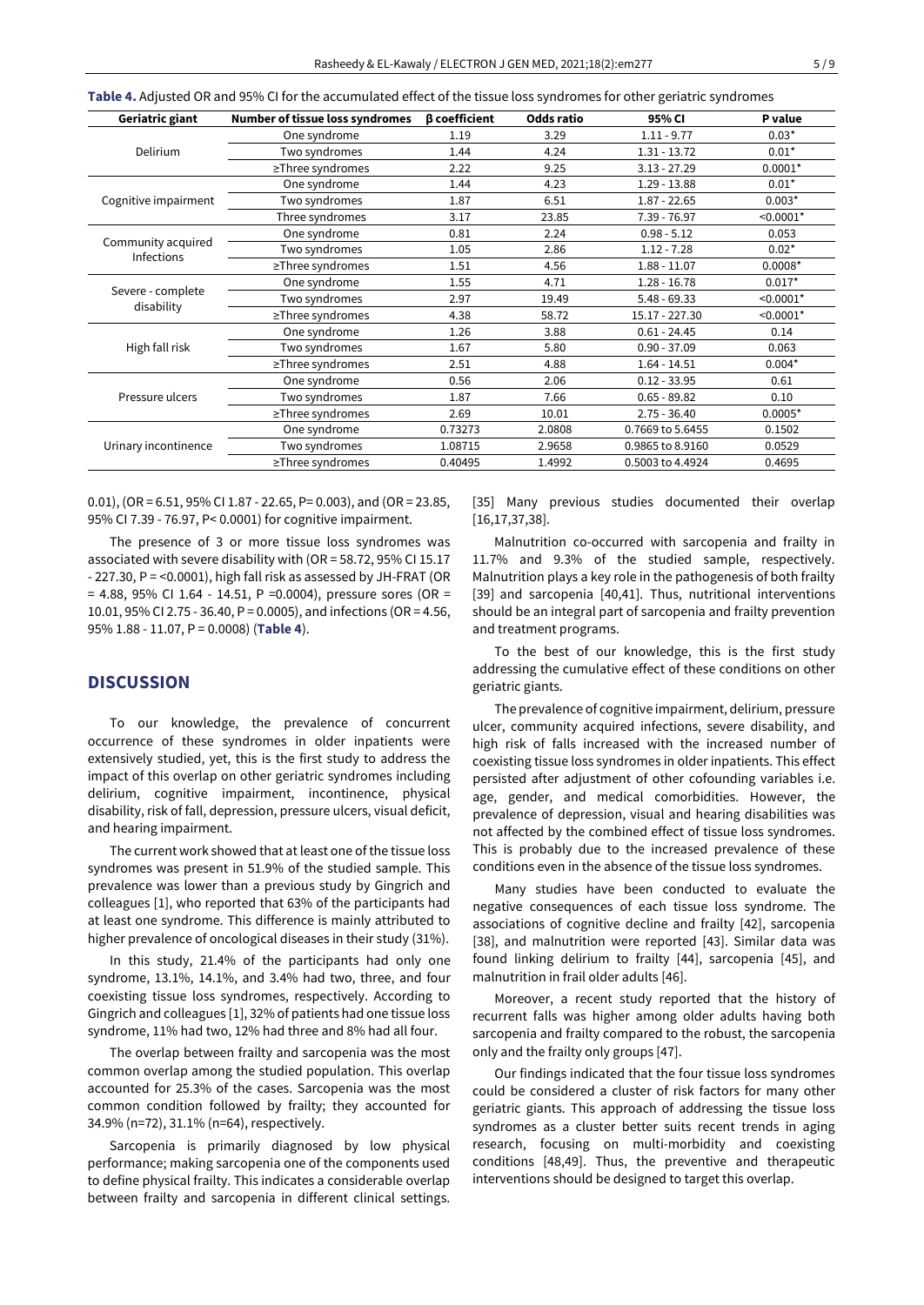**Table 4.** Adjusted OR and 95% CI for the accumulated effect of the tissue loss syndromes for other geriatric syndromes

| Geriatric giant | Number of tissue loss syndromes | β coefficient | Odds ratio | 95% CI | P value |
|---|---|---|---|---|---|
| Delirium | One syndrome | 1.19 | 3.29 | 1.11 - 9.77 | 0.03* |
| | Two syndromes | 1.44 | 4.24 | 1.31 - 13.72 | 0.01* |
| | ≥Three syndromes | 2.22 | 9.25 | 3.13 - 27.29 | 0.0001* |
| Cognitive impairment | One syndrome | 1.44 | 4.23 | 1.29 - 13.88 | 0.01* |
| | Two syndromes | 1.87 | 6.51 | 1.87 - 22.65 | 0.003* |
| | Three syndromes | 3.17 | 23.85 | 7.39 - 76.97 | <0.0001* |
| Community acquired Infections | One syndrome | 0.81 | 2.24 | 0.98 - 5.12 | 0.053 |
| | Two syndromes | 1.05 | 2.86 | 1.12 - 7.28 | 0.02* |
| | ≥Three syndromes | 1.51 | 4.56 | 1.88 - 11.07 | 0.0008* |
| Severe - complete disability | One syndrome | 1.55 | 4.71 | 1.28 - 16.78 | 0.017* |
| | Two syndromes | 2.97 | 19.49 | 5.48 - 69.33 | <0.0001* |
| | ≥Three syndromes | 4.38 | 58.72 | 15.17 - 227.30 | <0.0001* |
| High fall risk | One syndrome | 1.26 | 3.88 | 0.61 - 24.45 | 0.14 |
| | Two syndromes | 1.67 | 5.80 | 0.90 - 37.09 | 0.063 |
| | ≥Three syndromes | 2.51 | 4.88 | 1.64 - 14.51 | 0.004* |
| Pressure ulcers | One syndrome | 0.56 | 2.06 | 0.12 - 33.95 | 0.61 |
| | Two syndromes | 1.87 | 7.66 | 0.65 - 89.82 | 0.10 |
| | ≥Three syndromes | 2.69 | 10.01 | 2.75 - 36.40 | 0.0005* |
| Urinary incontinence | One syndrome | 0.73273 | 2.0808 | 0.7669 to 5.6455 | 0.1502 |
| | Two syndromes | 1.08715 | 2.9658 | 0.9865 to 8.9160 | 0.0529 |
| | ≥Three syndromes | 0.40495 | 1.4992 | 0.5003 to 4.4924 | 0.4695 |

0.01), (OR = 6.51, 95% CI 1.87 - 22.65, P= 0.003), and (OR = 23.85, 95% CI 7.39 - 76.97, P< 0.0001) for cognitive impairment.

The presence of 3 or more tissue loss syndromes was associated with severe disability with (OR = 58.72, 95% CI 15.17 - 227.30, P = <0.0001), high fall risk as assessed by JH-FRAT (OR = 4.88, 95% CI 1.64 - 14.51, P =0.0004), pressure sores (OR = 10.01, 95% CI 2.75 - 36.40, P = 0.0005), and infections (OR = 4.56, 95% 1.88 - 11.07, P = 0.0008) (**Table 4**).

## DISCUSSION

To our knowledge, the prevalence of concurrent occurrence of these syndromes in older inpatients were extensively studied, yet, this is the first study to address the impact of this overlap on other geriatric syndromes including delirium, cognitive impairment, incontinence, physical disability, risk of fall, depression, pressure ulcers, visual deficit, and hearing impairment.

The current work showed that at least one of the tissue loss syndromes was present in 51.9% of the studied sample. This prevalence was lower than a previous study by Gingrich and colleagues [1], who reported that 63% of the participants had at least one syndrome. This difference is mainly attributed to higher prevalence of oncological diseases in their study (31%).

In this study, 21.4% of the participants had only one syndrome, 13.1%, 14.1%, and 3.4% had two, three, and four coexisting tissue loss syndromes, respectively. According to Gingrich and colleagues [1], 32% of patients had one tissue loss syndrome, 11% had two, 12% had three and 8% had all four.

The overlap between frailty and sarcopenia was the most common overlap among the studied population. This overlap accounted for 25.3% of the cases. Sarcopenia was the most common condition followed by frailty; they accounted for 34.9% (n=72), 31.1% (n=64), respectively.

Sarcopenia is primarily diagnosed by low physical performance; making sarcopenia one of the components used to define physical frailty. This indicates a considerable overlap between frailty and sarcopenia in different clinical settings. [35] Many previous studies documented their overlap [16,17,37,38].

Malnutrition co-occurred with sarcopenia and frailty in 11.7% and 9.3% of the studied sample, respectively. Malnutrition plays a key role in the pathogenesis of both frailty [39] and sarcopenia [40,41]. Thus, nutritional interventions should be an integral part of sarcopenia and frailty prevention and treatment programs.

To the best of our knowledge, this is the first study addressing the cumulative effect of these conditions on other geriatric giants.

The prevalence of cognitive impairment, delirium, pressure ulcer, community acquired infections, severe disability, and high risk of falls increased with the increased number of coexisting tissue loss syndromes in older inpatients. This effect persisted after adjustment of other cofounding variables i.e. age, gender, and medical comorbidities. However, the prevalence of depression, visual and hearing disabilities was not affected by the combined effect of tissue loss syndromes. This is probably due to the increased prevalence of these conditions even in the absence of the tissue loss syndromes.

Many studies have been conducted to evaluate the negative consequences of each tissue loss syndrome. The associations of cognitive decline and frailty [42], sarcopenia [38], and malnutrition were reported [43]. Similar data was found linking delirium to frailty [44], sarcopenia [45], and malnutrition in frail older adults [46].

Moreover, a recent study reported that the history of recurrent falls was higher among older adults having both sarcopenia and frailty compared to the robust, the sarcopenia only and the frailty only groups [47].

Our findings indicated that the four tissue loss syndromes could be considered a cluster of risk factors for many other geriatric giants. This approach of addressing the tissue loss syndromes as a cluster better suits recent trends in aging research, focusing on multi-morbidity and coexisting conditions [48,49]. Thus, the preventive and therapeutic interventions should be designed to target this overlap.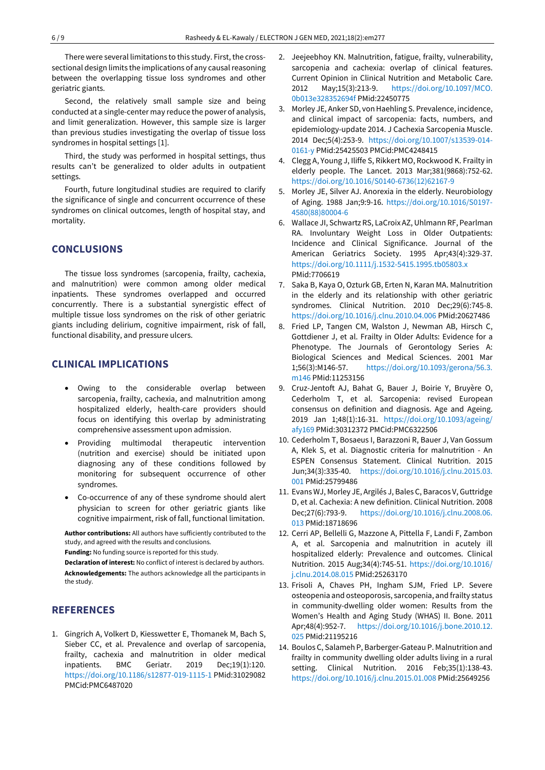There were several limitations to this study. First, the cross-sectional design limits the implications of any causal reasoning between the overlapping tissue loss syndromes and other geriatric giants.

Second, the relatively small sample size and being conducted at a single-center may reduce the power of analysis, and limit generalization. However, this sample size is larger than previous studies investigating the overlap of tissue loss syndromes in hospital settings [1].

Third, the study was performed in hospital settings, thus results can't be generalized to older adults in outpatient settings.

Fourth, future longitudinal studies are required to clarify the significance of single and concurrent occurrence of these syndromes on clinical outcomes, length of hospital stay, and mortality.

## CONCLUSIONS

The tissue loss syndromes (sarcopenia, frailty, cachexia, and malnutrition) were common among older medical inpatients. These syndromes overlapped and occurred concurrently. There is a substantial synergistic effect of multiple tissue loss syndromes on the risk of other geriatric giants including delirium, cognitive impairment, risk of fall, functional disability, and pressure ulcers.

## CLINICAL IMPLICATIONS

- Owing to the considerable overlap between sarcopenia, frailty, cachexia, and malnutrition among hospitalized elderly, health-care providers should focus on identifying this overlap by administrating comprehensive assessment upon admission.
- Providing multimodal therapeutic intervention (nutrition and exercise) should be initiated upon diagnosing any of these conditions followed by monitoring for subsequent occurrence of other syndromes.
- Co-occurrence of any of these syndrome should alert physician to screen for other geriatric giants like cognitive impairment, risk of fall, functional limitation.

**Author contributions:** All authors have sufficiently contributed to the study, and agreed with the results and conclusions.

**Funding:** No funding source is reported for this study.

**Declaration of interest:** No conflict of interest is declared by authors.

**Acknowledgements:** The authors acknowledge all the participants in the study.

## REFERENCES

1. Gingrich A, Volkert D, Kiesswetter E, Thomanek M, Bach S, Sieber CC, et al. Prevalence and overlap of sarcopenia, frailty, cachexia and malnutrition in older medical inpatients. BMC Geriatr. 2019 Dec;19(1):120. https://doi.org/10.1186/s12877-019-1115-1 PMid:31029082 PMCid:PMC6487020
2. Jeejeebhoy KN. Malnutrition, fatigue, frailty, vulnerability, sarcopenia and cachexia: overlap of clinical features. Current Opinion in Clinical Nutrition and Metabolic Care. 2012 May;15(3):213-9. https://doi.org/10.1097/MCO.0b013e328352694f PMid:22450775
3. Morley JE, Anker SD, von Haehling S. Prevalence, incidence, and clinical impact of sarcopenia: facts, numbers, and epidemiology-update 2014. J Cachexia Sarcopenia Muscle. 2014 Dec;5(4):253-9. https://doi.org/10.1007/s13539-014-0161-y PMid:25425503 PMCid:PMC4248415
4. Clegg A, Young J, Iliffe S, Rikkert MO, Rockwood K. Frailty in elderly people. The Lancet. 2013 Mar;381(9868):752-62. https://doi.org/10.1016/S0140-6736(12)62167-9
5. Morley JE, Silver AJ. Anorexia in the elderly. Neurobiology of Aging. 1988 Jan;9:9-16. https://doi.org/10.1016/S0197-4580(88)80004-6
6. Wallace JI, Schwartz RS, LaCroix AZ, Uhlmann RF, Pearlman RA. Involuntary Weight Loss in Older Outpatients: Incidence and Clinical Significance. Journal of the American Geriatrics Society. 1995 Apr;43(4):329-37. https://doi.org/10.1111/j.1532-5415.1995.tb05803.x PMid:7706619
7. Saka B, Kaya O, Ozturk GB, Erten N, Karan MA. Malnutrition in the elderly and its relationship with other geriatric syndromes. Clinical Nutrition. 2010 Dec;29(6):745-8. https://doi.org/10.1016/j.clnu.2010.04.006 PMid:20627486
8. Fried LP, Tangen CM, Walston J, Newman AB, Hirsch C, Gottdiener J, et al. Frailty in Older Adults: Evidence for a Phenotype. The Journals of Gerontology Series A: Biological Sciences and Medical Sciences. 2001 Mar 1;56(3):M146-57. https://doi.org/10.1093/gerona/56.3.m146 PMid:11253156
9. Cruz-Jentoft AJ, Bahat G, Bauer J, Boirie Y, Bruyère O, Cederholm T, et al. Sarcopenia: revised European consensus on definition and diagnosis. Age and Ageing. 2019 Jan 1;48(1):16-31. https://doi.org/10.1093/ageing/afy169 PMid:30312372 PMCid:PMC6322506
10. Cederholm T, Bosaeus I, Barazzoni R, Bauer J, Van Gossum A, Klek S, et al. Diagnostic criteria for malnutrition - An ESPEN Consensus Statement. Clinical Nutrition. 2015 Jun;34(3):335-40. https://doi.org/10.1016/j.clnu.2015.03.001 PMid:25799486
11. Evans WJ, Morley JE, Argilés J, Bales C, Baracos V, Guttridge D, et al. Cachexia: A new definition. Clinical Nutrition. 2008 Dec;27(6):793-9. https://doi.org/10.1016/j.clnu.2008.06.013 PMid:18718696
12. Cerri AP, Bellelli G, Mazzone A, Pittella F, Landi F, Zambon A, et al. Sarcopenia and malnutrition in acutely ill hospitalized elderly: Prevalence and outcomes. Clinical Nutrition. 2015 Aug;34(4):745-51. https://doi.org/10.1016/j.clnu.2014.08.015 PMid:25263170
13. Frisoli A, Chaves PH, Ingham SJM, Fried LP. Severe osteopenia and osteoporosis, sarcopenia, and frailty status in community-dwelling older women: Results from the Women's Health and Aging Study (WHAS) II. Bone. 2011 Apr;48(4):952-7. https://doi.org/10.1016/j.bone.2010.12.025 PMid:21195216
14. Boulos C, Salameh P, Barberger-Gateau P. Malnutrition and frailty in community dwelling older adults living in a rural setting. Clinical Nutrition. 2016 Feb;35(1):138-43. https://doi.org/10.1016/j.clnu.2015.01.008 PMid:25649256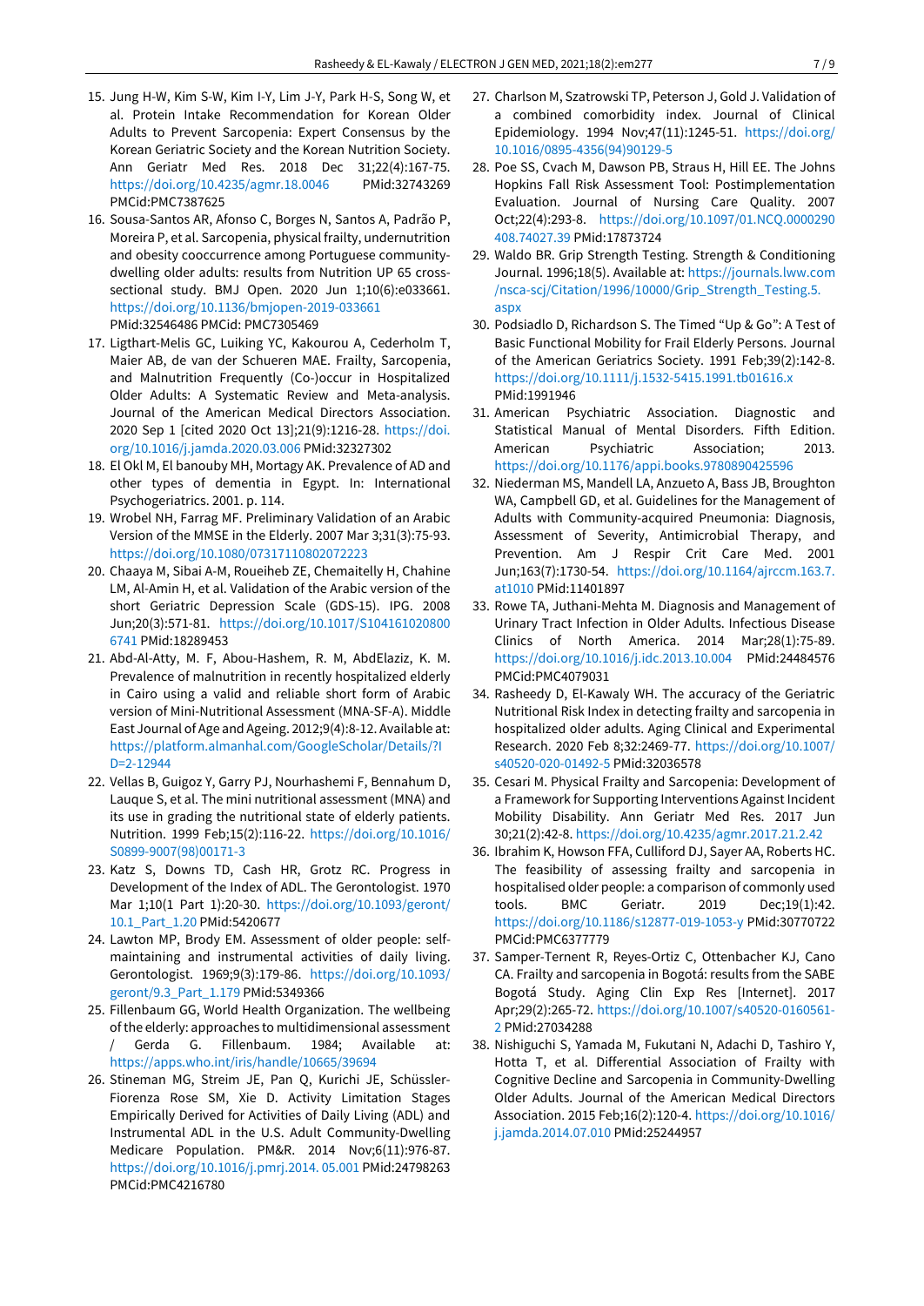15. Jung H-W, Kim S-W, Kim I-Y, Lim J-Y, Park H-S, Song W, et al. Protein Intake Recommendation for Korean Older Adults to Prevent Sarcopenia: Expert Consensus by the Korean Geriatric Society and the Korean Nutrition Society. Ann Geriatr Med Res. 2018 Dec 31;22(4):167-75. https://doi.org/10.4235/agmr.18.0046 PMid:32743269 PMCid:PMC7387625
16. Sousa-Santos AR, Afonso C, Borges N, Santos A, Padrão P, Moreira P, et al. Sarcopenia, physical frailty, undernutrition and obesity cooccurrence among Portuguese community-dwelling older adults: results from Nutrition UP 65 cross-sectional study. BMJ Open. 2020 Jun 1;10(6):e033661. https://doi.org/10.1136/bmjopen-2019-033661 PMid:32546486 PMCid: PMC7305469
17. Ligthart-Melis GC, Luiking YC, Kakourou A, Cederholm T, Maier AB, de van der Schueren MAE. Frailty, Sarcopenia, and Malnutrition Frequently (Co-)occur in Hospitalized Older Adults: A Systematic Review and Meta-analysis. Journal of the American Medical Directors Association. 2020 Sep 1 [cited 2020 Oct 13];21(9):1216-28. https://doi.org/10.1016/j.jamda.2020.03.006 PMid:32327302
18. El Okl M, El banouby MH, Mortagy AK. Prevalence of AD and other types of dementia in Egypt. In: International Psychogeriatrics. 2001. p. 114.
19. Wrobel NH, Farrag MF. Preliminary Validation of an Arabic Version of the MMSE in the Elderly. 2007 Mar 3;31(3):75-93. https://doi.org/10.1080/07317110802072223
20. Chaaya M, Sibai A-M, Roueiheb ZE, Chemaitelly H, Chahine LM, Al-Amin H, et al. Validation of the Arabic version of the short Geriatric Depression Scale (GDS-15). IPG. 2008 Jun;20(3):571-81. https://doi.org/10.1017/S1041610208006741 PMid:18289453
21. Abd-Al-Atty, M. F, Abou-Hashem, R. M, AbdElaziz, K. M. Prevalence of malnutrition in recently hospitalized elderly in Cairo using a valid and reliable short form of Arabic version of Mini-Nutritional Assessment (MNA-SF-A). Middle East Journal of Age and Ageing. 2012;9(4):8-12. Available at: https://platform.almanhal.com/GoogleScholar/Details/?ID=2-12944
22. Vellas B, Guigoz Y, Garry PJ, Nourhashemi F, Bennahum D, Lauque S, et al. The mini nutritional assessment (MNA) and its use in grading the nutritional state of elderly patients. Nutrition. 1999 Feb;15(2):116-22. https://doi.org/10.1016/S0899-9007(98)00171-3
23. Katz S, Downs TD, Cash HR, Grotz RC. Progress in Development of the Index of ADL. The Gerontologist. 1970 Mar 1;10(1 Part 1):20-30. https://doi.org/10.1093/geront/10.1_Part_1.20 PMid:5420677
24. Lawton MP, Brody EM. Assessment of older people: self-maintaining and instrumental activities of daily living. Gerontologist. 1969;9(3):179-86. https://doi.org/10.1093/geront/9.3_Part_1.179 PMid:5349366
25. Fillenbaum GG, World Health Organization. The wellbeing of the elderly: approaches to multidimensional assessment / Gerda G. Fillenbaum. 1984; Available at: https://apps.who.int/iris/handle/10665/39694
26. Stineman MG, Streim JE, Pan Q, Kurichi JE, Schüssler-Fiorenza Rose SM, Xie D. Activity Limitation Stages Empirically Derived for Activities of Daily Living (ADL) and Instrumental ADL in the U.S. Adult Community-Dwelling Medicare Population. PM&R. 2014 Nov;6(11):976-87. https://doi.org/10.1016/j.pmrj.2014.05.001 PMid:24798263 PMCid:PMC4216780
27. Charlson M, Szatrowski TP, Peterson J, Gold J. Validation of a combined comorbidity index. Journal of Clinical Epidemiology. 1994 Nov;47(11):1245-51. https://doi.org/10.1016/0895-4356(94)90129-5
28. Poe SS, Cvach M, Dawson PB, Straus H, Hill EE. The Johns Hopkins Fall Risk Assessment Tool: Postimplementation Evaluation. Journal of Nursing Care Quality. 2007 Oct;22(4):293-8. https://doi.org/10.1097/01.NCQ.0000290408.74027.39 PMid:17873724
29. Waldo BR. Grip Strength Testing. Strength & Conditioning Journal. 1996;18(5). Available at: https://journals.lww.com/nsca-scj/Citation/1996/10000/Grip_Strength_Testing.5.aspx
30. Podsiadlo D, Richardson S. The Timed "Up & Go": A Test of Basic Functional Mobility for Frail Elderly Persons. Journal of the American Geriatrics Society. 1991 Feb;39(2):142-8. https://doi.org/10.1111/j.1532-5415.1991.tb01616.x PMid:1991946
31. American Psychiatric Association. Diagnostic and Statistical Manual of Mental Disorders. Fifth Edition. American Psychiatric Association; 2013. https://doi.org/10.1176/appi.books.9780890425596
32. Niederman MS, Mandell LA, Anzueto A, Bass JB, Broughton WA, Campbell GD, et al. Guidelines for the Management of Adults with Community-acquired Pneumonia: Diagnosis, Assessment of Severity, Antimicrobial Therapy, and Prevention. Am J Respir Crit Care Med. 2001 Jun;163(7):1730-54. https://doi.org/10.1164/ajrccm.163.7.at1010 PMid:11401897
33. Rowe TA, Juthani-Mehta M. Diagnosis and Management of Urinary Tract Infection in Older Adults. Infectious Disease Clinics of North America. 2014 Mar;28(1):75-89. https://doi.org/10.1016/j.idc.2013.10.004 PMid:24484576 PMCid:PMC4079031
34. Rasheedy D, El-Kawaly WH. The accuracy of the Geriatric Nutritional Risk Index in detecting frailty and sarcopenia in hospitalized older adults. Aging Clinical and Experimental Research. 2020 Feb 8;32:2469-77. https://doi.org/10.1007/s40520-020-01492-5 PMid:32036578
35. Cesari M. Physical Frailty and Sarcopenia: Development of a Framework for Supporting Interventions Against Incident Mobility Disability. Ann Geriatr Med Res. 2017 Jun 30;21(2):42-8. https://doi.org/10.4235/agmr.2017.21.2.42
36. Ibrahim K, Howson FFA, Culliford DJ, Sayer AA, Roberts HC. The feasibility of assessing frailty and sarcopenia in hospitalised older people: a comparison of commonly used tools. BMC Geriatr. 2019 Dec;19(1):42. https://doi.org/10.1186/s12877-019-1053-y PMid:30770722 PMCid:PMC6377779
37. Samper-Ternent R, Reyes-Ortiz C, Ottenbacher KJ, Cano CA. Frailty and sarcopenia in Bogotá: results from the SABE Bogotá Study. Aging Clin Exp Res [Internet]. 2017 Apr;29(2):265-72. https://doi.org/10.1007/s40520-0160561-2 PMid:27034288
38. Nishiguchi S, Yamada M, Fukutani N, Adachi D, Tashiro Y, Hotta T, et al. Differential Association of Frailty with Cognitive Decline and Sarcopenia in Community-Dwelling Older Adults. Journal of the American Medical Directors Association. 2015 Feb;16(2):120-4. https://doi.org/10.1016/j.jamda.2014.07.010 PMid:25244957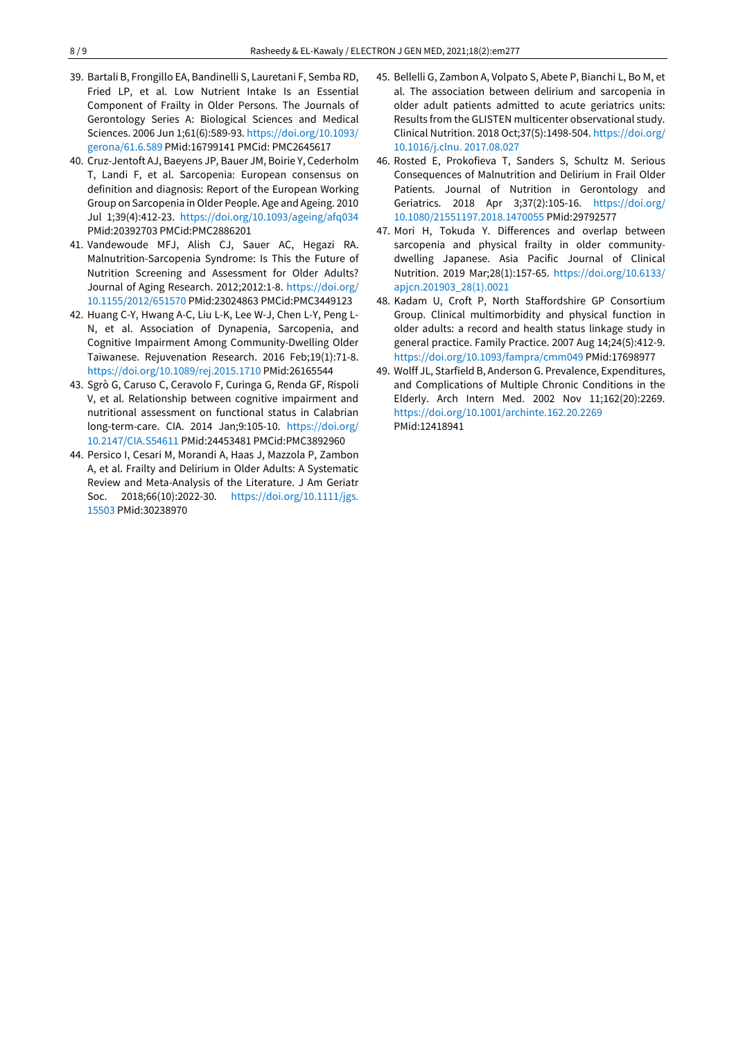39. Bartali B, Frongillo EA, Bandinelli S, Lauretani F, Semba RD, Fried LP, et al. Low Nutrient Intake Is an Essential Component of Frailty in Older Persons. The Journals of Gerontology Series A: Biological Sciences and Medical Sciences. 2006 Jun 1;61(6):589-93. https://doi.org/10.1093/gerona/61.6.589 PMid:16799141 PMCid: PMC2645617
40. Cruz-Jentoft AJ, Baeyens JP, Bauer JM, Boirie Y, Cederholm T, Landi F, et al. Sarcopenia: European consensus on definition and diagnosis: Report of the European Working Group on Sarcopenia in Older People. Age and Ageing. 2010 Jul 1;39(4):412-23. https://doi.org/10.1093/ageing/afq034 PMid:20392703 PMCid:PMC2886201
41. Vandewoude MFJ, Alish CJ, Sauer AC, Hegazi RA. Malnutrition-Sarcopenia Syndrome: Is This the Future of Nutrition Screening and Assessment for Older Adults? Journal of Aging Research. 2012;2012:1-8. https://doi.org/10.1155/2012/651570 PMid:23024863 PMCid:PMC3449123
42. Huang C-Y, Hwang A-C, Liu L-K, Lee W-J, Chen L-Y, Peng L-N, et al. Association of Dynapenia, Sarcopenia, and Cognitive Impairment Among Community-Dwelling Older Taiwanese. Rejuvenation Research. 2016 Feb;19(1):71-8. https://doi.org/10.1089/rej.2015.1710 PMid:26165544
43. Sgrò G, Caruso C, Ceravolo F, Curinga G, Renda GF, Rispoli V, et al. Relationship between cognitive impairment and nutritional assessment on functional status in Calabrian long-term-care. CIA. 2014 Jan;9:105-10. https://doi.org/10.2147/CIA.S54611 PMid:24453481 PMCid:PMC3892960
44. Persico I, Cesari M, Morandi A, Haas J, Mazzola P, Zambon A, et al. Frailty and Delirium in Older Adults: A Systematic Review and Meta-Analysis of the Literature. J Am Geriatr Soc. 2018;66(10):2022-30. https://doi.org/10.1111/jgs.15503 PMid:30238970
45. Bellelli G, Zambon A, Volpato S, Abete P, Bianchi L, Bo M, et al. The association between delirium and sarcopenia in older adult patients admitted to acute geriatrics units: Results from the GLISTEN multicenter observational study. Clinical Nutrition. 2018 Oct;37(5):1498-504. https://doi.org/10.1016/j.clnu. 2017.08.027
46. Rosted E, Prokofieva T, Sanders S, Schultz M. Serious Consequences of Malnutrition and Delirium in Frail Older Patients. Journal of Nutrition in Gerontology and Geriatrics. 2018 Apr 3;37(2):105-16. https://doi.org/10.1080/21551197.2018.1470055 PMid:29792577
47. Mori H, Tokuda Y. Differences and overlap between sarcopenia and physical frailty in older community-dwelling Japanese. Asia Pacific Journal of Clinical Nutrition. 2019 Mar;28(1):157-65. https://doi.org/10.6133/apjcn.201903_28(1).0021
48. Kadam U, Croft P, North Staffordshire GP Consortium Group. Clinical multimorbidity and physical function in older adults: a record and health status linkage study in general practice. Family Practice. 2007 Aug 14;24(5):412-9. https://doi.org/10.1093/fampra/cmm049 PMid:17698977
49. Wolff JL, Starfield B, Anderson G. Prevalence, Expenditures, and Complications of Multiple Chronic Conditions in the Elderly. Arch Intern Med. 2002 Nov 11;162(20):2269. https://doi.org/10.1001/archinte.162.20.2269 PMid:12418941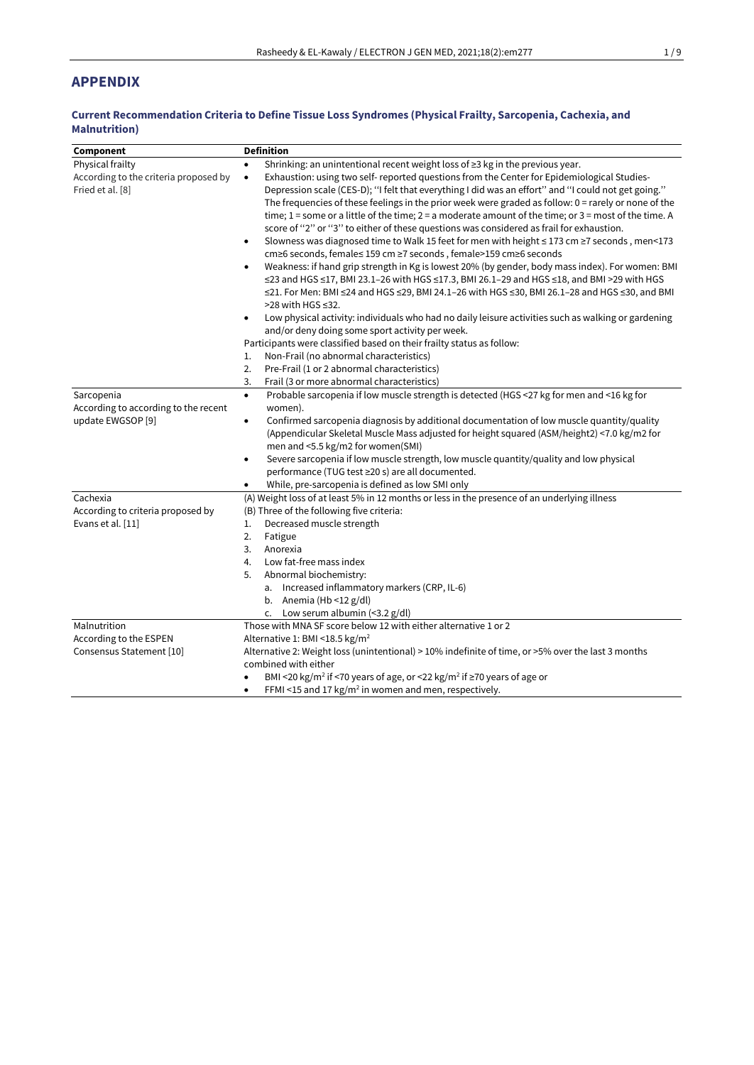## APPENDIX

### Current Recommendation Criteria to Define Tissue Loss Syndromes (Physical Frailty, Sarcopenia, Cachexia, and Malnutrition)

| Component | Definition |
|---|---|
| Physical frailty<br>According to the criteria proposed by Fried et al. [8] | • Shrinking: an unintentional recent weight loss of ≥3 kg in the previous year.<br>• Exhaustion: using two self- reported questions from the Center for Epidemiological Studies-Depression scale (CES-D); ''I felt that everything I did was an effort'' and ''I could not get going.'' The frequencies of these feelings in the prior week were graded as follow: 0 = rarely or none of the time; 1 = some or a little of the time; 2 = a moderate amount of the time; or 3 = most of the time. A score of ''2'' or ''3'' to either of these questions was considered as frail for exhaustion.<br>• Slowness was diagnosed time to Walk 15 feet for men with height ≤ 173 cm ≥7 seconds , men<173 cm≥6 seconds, female≤ 159 cm ≥7 seconds , female>159 cm≥6 seconds<br>• Weakness: if hand grip strength in Kg is lowest 20% (by gender, body mass index). For women: BMI ≤23 and HGS ≤17, BMI 23.1–26 with HGS ≤17.3, BMI 26.1–29 and HGS ≤18, and BMI >29 with HGS ≤21. For Men: BMI ≤24 and HGS ≤29, BMI 24.1–26 with HGS ≤30, BMI 26.1–28 and HGS ≤30, and BMI >28 with HGS ≤32.<br>• Low physical activity: individuals who had no daily leisure activities such as walking or gardening and/or deny doing some sport activity per week.<br>Participants were classified based on their frailty status as follow:<br>1. Non-Frail (no abnormal characteristics)<br>2. Pre-Frail (1 or 2 abnormal characteristics)<br>3. Frail (3 or more abnormal characteristics) |
| Sarcopenia<br>According to according to the recent update EWGSOP [9] | • Probable sarcopenia if low muscle strength is detected (HGS <27 kg for men and <16 kg for women).<br>• Confirmed sarcopenia diagnosis by additional documentation of low muscle quantity/quality (Appendicular Skeletal Muscle Mass adjusted for height squared (ASM/height2) <7.0 kg/m2 for men and <5.5 kg/m2 for women(SMI)<br>• Severe sarcopenia if low muscle strength, low muscle quantity/quality and low physical performance (TUG test ≥20 s) are all documented.<br>• While, pre-sarcopenia is defined as low SMI only |
| Cachexia<br>According to criteria proposed by Evans et al. [11] | (A) Weight loss of at least 5% in 12 months or less in the presence of an underlying illness<br>(B) Three of the following five criteria:<br>1. Decreased muscle strength<br>2. Fatigue<br>3. Anorexia<br>4. Low fat-free mass index<br>5. Abnormal biochemistry:<br>a. Increased inflammatory markers (CRP, IL-6)<br>b. Anemia (Hb <12 g/dl)<br>c. Low serum albumin (<3.2 g/dl) |
| Malnutrition<br>According to the ESPEN Consensus Statement [10] | Those with MNA SF score below 12 with either alternative 1 or 2<br>Alternative 1: BMI <18.5 kg/m$^2$<br>Alternative 2: Weight loss (unintentional) > 10% indefinite of time, or >5% over the last 3 months combined with either<br>• BMI <20 kg/m$^2$ if <70 years of age, or <22 kg/m$^2$ if ≥70 years of age or<br>• FFMI <15 and 17 kg/m$^2$ in women and men, respectively. |